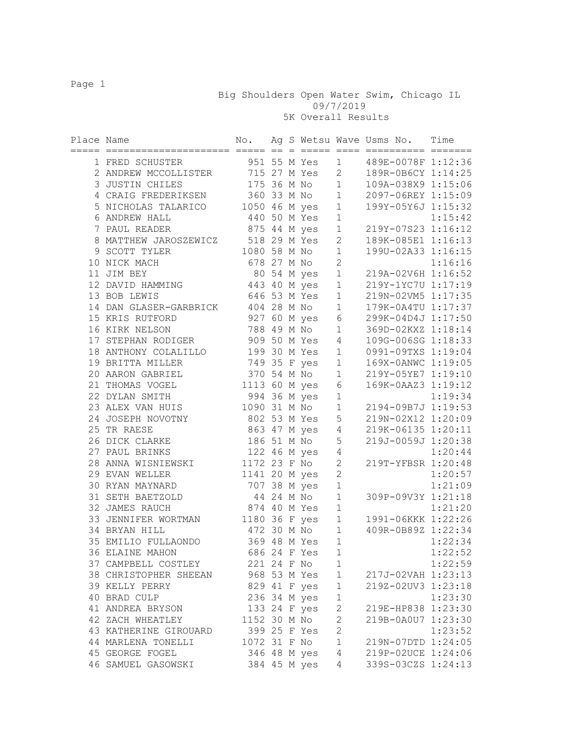# Big Shoulders Open Water Swim, Chicago IL

09/7/2019

5K Overall Results

| Place | Name | No. | Ag | S | Wetsu | Wave | Usms No. | Time |
|---|---|---|---|---|---|---|---|---|
| 1 | FRED SCHUSTER | 951 | 55 | M | Yes | 1 | 489E-0078F | 1:12:36 |
| 2 | ANDREW MCCOLLISTER | 715 | 27 | M | Yes | 2 | 189R-0B6CY | 1:14:25 |
| 3 | JUSTIN CHILES | 175 | 36 | M | No | 1 | 109A-038X9 | 1:15:06 |
| 4 | CRAIG FREDERIKSEN | 360 | 33 | M | No | 1 | 2097-06REY | 1:15:09 |
| 5 | NICHOLAS TALARICO | 1050 | 46 | M | yes | 1 | 199Y-05Y6J | 1:15:32 |
| 6 | ANDREW HALL | 440 | 50 | M | Yes | 1 | | 1:15:42 |
| 7 | PAUL READER | 875 | 44 | M | yes | 1 | 219Y-07S23 | 1:16:12 |
| 8 | MATTHEW JAROSZEWICZ | 518 | 29 | M | Yes | 2 | 189K-085E1 | 1:16:13 |
| 9 | SCOTT TYLER | 1080 | 58 | M | No | 1 | 199U-02A33 | 1:16:15 |
| 10 | NICK MACH | 678 | 27 | M | No | 2 | | 1:16:16 |
| 11 | JIM BEY | 80 | 54 | M | yes | 1 | 219A-02V6H | 1:16:52 |
| 12 | DAVID HAMMING | 443 | 40 | M | yes | 1 | 219Y-1YC7U | 1:17:19 |
| 13 | BOB LEWIS | 646 | 53 | M | Yes | 1 | 219N-02VM5 | 1:17:35 |
| 14 | DAN GLASER-GARBRICK | 404 | 28 | M | No | 1 | 179K-0A4TU | 1:17:37 |
| 15 | KRIS RUTFORD | 927 | 60 | M | yes | 6 | 299K-04D4J | 1:17:50 |
| 16 | KIRK NELSON | 788 | 49 | M | No | 1 | 369D-02KXZ | 1:18:14 |
| 17 | STEPHAN RODIGER | 909 | 50 | M | Yes | 4 | 109G-006SG | 1:18:33 |
| 18 | ANTHONY COLALILLO | 199 | 30 | M | Yes | 1 | 0991-09TXS | 1:19:04 |
| 19 | BRITTA MILLER | 749 | 35 | F | yes | 1 | 169X-0ANWC | 1:19:05 |
| 20 | AARON GABRIEL | 370 | 54 | M | No | 1 | 219Y-05YE7 | 1:19:10 |
| 21 | THOMAS VOGEL | 1113 | 60 | M | yes | 6 | 169K-0AAZ3 | 1:19:12 |
| 22 | DYLAN SMITH | 994 | 36 | M | yes | 1 | | 1:19:34 |
| 23 | ALEX VAN HUIS | 1090 | 31 | M | No | 1 | 2194-09B7J | 1:19:53 |
| 24 | JOSEPH NOVOTNY | 802 | 53 | M | Yes | 5 | 219N-02X12 | 1:20:09 |
| 25 | TR RAESE | 863 | 47 | M | yes | 4 | 219K-06135 | 1:20:11 |
| 26 | DICK CLARKE | 186 | 51 | M | No | 5 | 219J-0059J | 1:20:38 |
| 27 | PAUL BRINKS | 122 | 46 | M | yes | 4 | | 1:20:44 |
| 28 | ANNA WISNIEWSKI | 1172 | 23 | F | No | 2 | 219T-YFBSR | 1:20:48 |
| 29 | EVAN WELLER | 1141 | 20 | M | yes | 2 | | 1:20:57 |
| 30 | RYAN MAYNARD | 707 | 38 | M | yes | 1 | | 1:21:09 |
| 31 | SETH BAETZOLD | 44 | 24 | M | No | 1 | 309P-09V3Y | 1:21:18 |
| 32 | JAMES RAUCH | 874 | 40 | M | Yes | 1 | | 1:21:20 |
| 33 | JENNIFER WORTMAN | 1180 | 36 | F | yes | 1 | 1991-06KKK | 1:22:26 |
| 34 | BRYAN HILL | 472 | 30 | M | No | 1 | 409R-0B89Z | 1:22:34 |
| 35 | EMILIO FULLAONDO | 369 | 48 | M | Yes | 1 | | 1:22:34 |
| 36 | ELAINE MAHON | 686 | 24 | F | Yes | 1 | | 1:22:52 |
| 37 | CAMPBELL COSTLEY | 221 | 24 | F | No | 1 | | 1:22:59 |
| 38 | CHRISTOPHER SHEEAN | 968 | 53 | M | Yes | 1 | 217J-02VAH | 1:23:13 |
| 39 | KELLY PERRY | 829 | 41 | F | yes | 1 | 219Z-02UV3 | 1:23:18 |
| 40 | BRAD CULP | 236 | 34 | M | yes | 1 | | 1:23:30 |
| 41 | ANDREA BRYSON | 133 | 24 | F | yes | 2 | 219E-HP838 | 1:23:30 |
| 42 | ZACH WHEATLEY | 1152 | 30 | M | No | 2 | 219B-0A0U7 | 1:23:30 |
| 43 | KATHERINE GIROUARD | 399 | 25 | F | Yes | 2 | | 1:23:52 |
| 44 | MARLENA TONELLI | 1072 | 31 | F | No | 1 | 219N-07DTD | 1:24:05 |
| 45 | GEORGE FOGEL | 346 | 48 | M | yes | 4 | 219P-02UCE | 1:24:06 |
| 46 | SAMUEL GASOWSKI | 384 | 45 | M | yes | 4 | 339S-03CZS | 1:24:13 |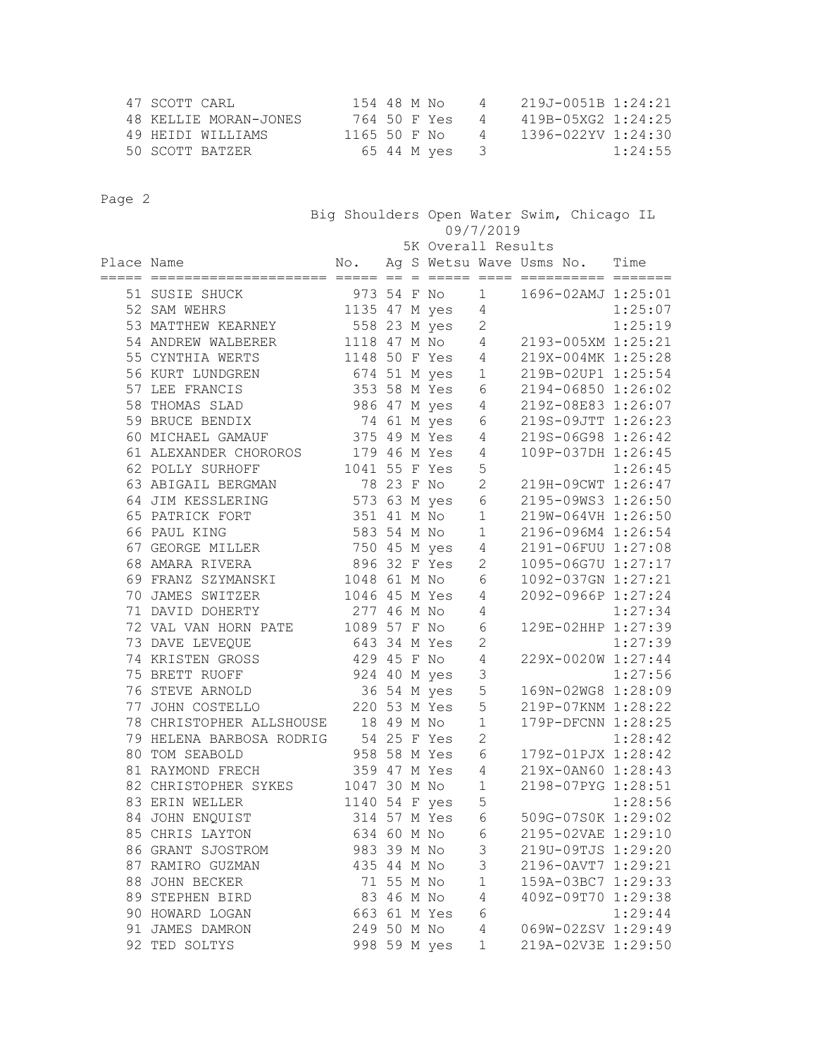| Place | Name | No. | Ag | S | Wetsu | Wave | Usms No. | Time |
|---|---|---|---|---|---|---|---|---|
| 47 | SCOTT CARL | 154 | 48 | M | No | 4 | 219J-0051B | 1:24:21 |
| 48 | KELLIE MORAN-JONES | 764 | 50 | F | Yes | 4 | 419B-05XG2 | 1:24:25 |
| 49 | HEIDI WILLIAMS | 1165 | 50 | F | No | 4 | 1396-022YV | 1:24:30 |
| 50 | SCOTT BATZER | 65 | 44 | M | yes | 3 | | 1:24:55 |

Page 2

Big Shoulders Open Water Swim, Chicago IL
09/7/2019
5K Overall Results

| Place | Name | No. | Ag | S | Wetsu | Wave | Usms No. | Time |
|---|---|---|---|---|---|---|---|---|
| 51 | SUSIE SHUCK | 973 | 54 | F | No | 1 | 1696-02AMJ | 1:25:01 |
| 52 | SAM WEHRS | 1135 | 47 | M | yes | 4 | | 1:25:07 |
| 53 | MATTHEW KEARNEY | 558 | 23 | M | yes | 2 | | 1:25:19 |
| 54 | ANDREW WALBERER | 1118 | 47 | M | No | 4 | 2193-005XM | 1:25:21 |
| 55 | CYNTHIA WERTS | 1148 | 50 | F | Yes | 4 | 219X-004MK | 1:25:28 |
| 56 | KURT LUNDGREN | 674 | 51 | M | yes | 1 | 219B-02UP1 | 1:25:54 |
| 57 | LEE FRANCIS | 353 | 58 | M | Yes | 6 | 2194-06850 | 1:26:02 |
| 58 | THOMAS SLAD | 986 | 47 | M | yes | 4 | 219Z-08E83 | 1:26:07 |
| 59 | BRUCE BENDIX | 74 | 61 | M | yes | 6 | 219S-09JTT | 1:26:23 |
| 60 | MICHAEL GAMAUF | 375 | 49 | M | Yes | 4 | 219S-06G98 | 1:26:42 |
| 61 | ALEXANDER CHOROROS | 179 | 46 | M | Yes | 4 | 109P-037DH | 1:26:45 |
| 62 | POLLY SURHOFF | 1041 | 55 | F | Yes | 5 | | 1:26:45 |
| 63 | ABIGAIL BERGMAN | 78 | 23 | F | No | 2 | 219H-09CWT | 1:26:47 |
| 64 | JIM KESSLERING | 573 | 63 | M | yes | 6 | 2195-09WS3 | 1:26:50 |
| 65 | PATRICK FORT | 351 | 41 | M | No | 1 | 219W-064VH | 1:26:50 |
| 66 | PAUL KING | 583 | 54 | M | No | 1 | 2196-096M4 | 1:26:54 |
| 67 | GEORGE MILLER | 750 | 45 | M | yes | 4 | 2191-06FUU | 1:27:08 |
| 68 | AMARA RIVERA | 896 | 32 | F | Yes | 2 | 1095-06G7U | 1:27:17 |
| 69 | FRANZ SZYMANSKI | 1048 | 61 | M | No | 6 | 1092-037GN | 1:27:21 |
| 70 | JAMES SWITZER | 1046 | 45 | M | Yes | 4 | 2092-0966P | 1:27:24 |
| 71 | DAVID DOHERTY | 277 | 46 | M | No | 4 | | 1:27:34 |
| 72 | VAL VAN HORN PATE | 1089 | 57 | F | No | 6 | 129E-02HHP | 1:27:39 |
| 73 | DAVE LEVEQUE | 643 | 34 | M | Yes | 2 | | 1:27:39 |
| 74 | KRISTEN GROSS | 429 | 45 | F | No | 4 | 229X-0020W | 1:27:44 |
| 75 | BRETT RUOFF | 924 | 40 | M | yes | 3 | | 1:27:56 |
| 76 | STEVE ARNOLD | 36 | 54 | M | yes | 5 | 169N-02WG8 | 1:28:09 |
| 77 | JOHN COSTELLO | 220 | 53 | M | Yes | 5 | 219P-07KNM | 1:28:22 |
| 78 | CHRISTOPHER ALLSHOUSE | 18 | 49 | M | No | 1 | 179P-DFCNN | 1:28:25 |
| 79 | HELENA BARBOSA RODRIG | 54 | 25 | F | Yes | 2 | | 1:28:42 |
| 80 | TOM SEABOLD | 958 | 58 | M | Yes | 6 | 179Z-01PJX | 1:28:42 |
| 81 | RAYMOND FRECH | 359 | 47 | M | Yes | 4 | 219X-0AN60 | 1:28:43 |
| 82 | CHRISTOPHER SYKES | 1047 | 30 | M | No | 1 | 2198-07PYG | 1:28:51 |
| 83 | ERIN WELLER | 1140 | 54 | F | yes | 5 | | 1:28:56 |
| 84 | JOHN ENQUIST | 314 | 57 | M | Yes | 6 | 509G-07S0K | 1:29:02 |
| 85 | CHRIS LAYTON | 634 | 60 | M | No | 6 | 2195-02VAE | 1:29:10 |
| 86 | GRANT SJOSTROM | 983 | 39 | M | No | 3 | 219U-09TJS | 1:29:20 |
| 87 | RAMIRO GUZMAN | 435 | 44 | M | No | 3 | 2196-0AVT7 | 1:29:21 |
| 88 | JOHN BECKER | 71 | 55 | M | No | 1 | 159A-03BC7 | 1:29:33 |
| 89 | STEPHEN BIRD | 83 | 46 | M | No | 4 | 409Z-09T70 | 1:29:38 |
| 90 | HOWARD LOGAN | 663 | 61 | M | Yes | 6 | | 1:29:44 |
| 91 | JAMES DAMRON | 249 | 50 | M | No | 4 | 069W-02ZSV | 1:29:49 |
| 92 | TED SOLTYS | 998 | 59 | M | yes | 1 | 219A-02V3E | 1:29:50 |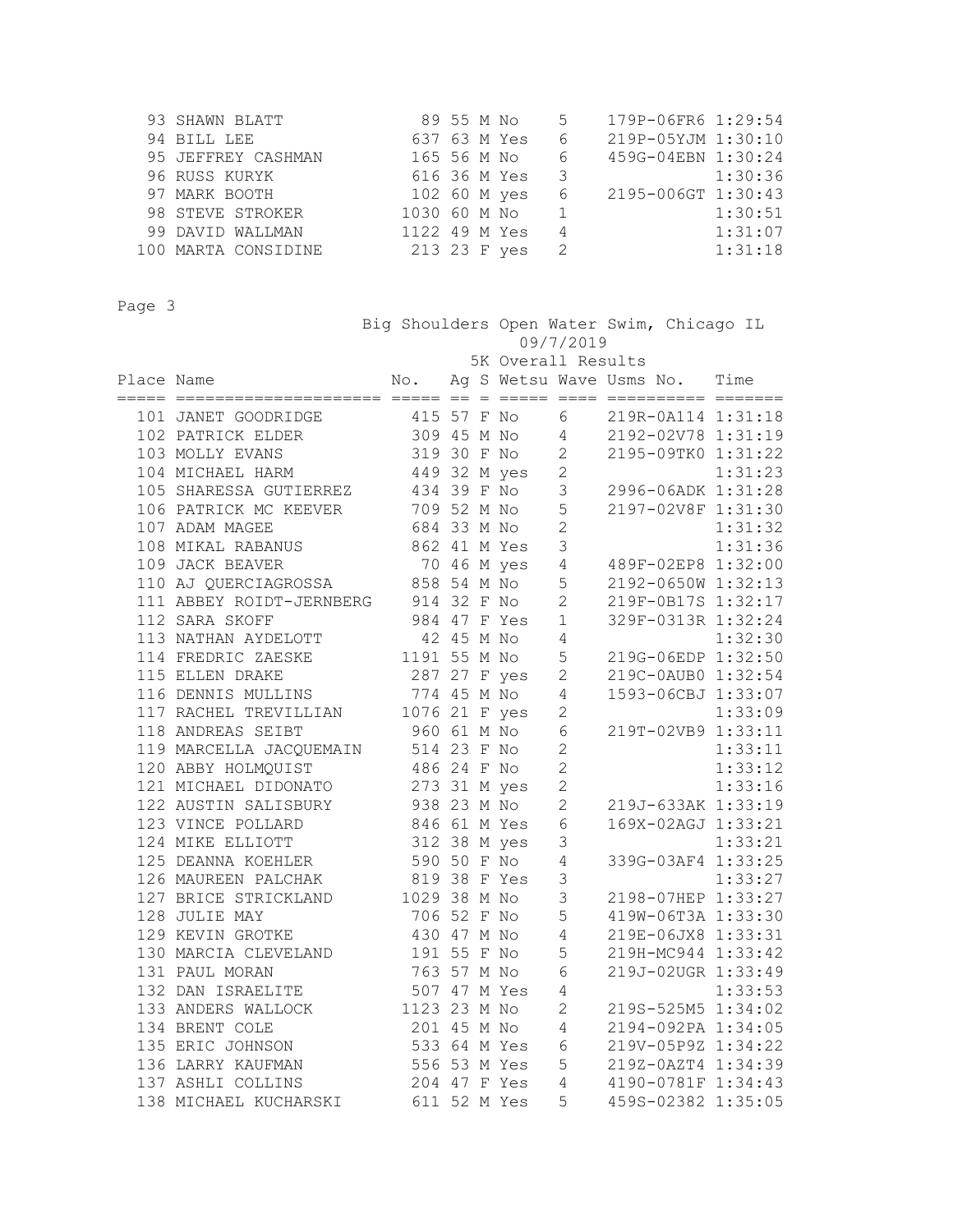| Place | Name | No. | Ag | S | Wetsu | Wave | Usms No. | Time |
|---|---|---|---|---|---|---|---|---|
| 93 | SHAWN BLATT | 89 | 55 | M | No | 5 | 179P-06FR6 | 1:29:54 |
| 94 | BILL LEE | 637 | 63 | M | Yes | 6 | 219P-05YJM | 1:30:10 |
| 95 | JEFFREY CASHMAN | 165 | 56 | M | No | 6 | 459G-04EBN | 1:30:24 |
| 96 | RUSS KURYK | 616 | 36 | M | Yes | 3 | | 1:30:36 |
| 97 | MARK BOOTH | 102 | 60 | M | yes | 6 | 2195-006GT | 1:30:43 |
| 98 | STEVE STROKER | 1030 | 60 | M | No | 1 | | 1:30:51 |
| 99 | DAVID WALLMAN | 1122 | 49 | M | Yes | 4 | | 1:31:07 |
| 100 | MARTA CONSIDINE | 213 | 23 | F | yes | 2 | | 1:31:18 |

Big Shoulders Open Water Swim, Chicago IL

09/7/2019

5K Overall Results

| Place | Name | No. | Ag | S | Wetsu | Wave | Usms No. | Time |
|---|---|---|---|---|---|---|---|---|
| 101 | JANET GOODRIDGE | 415 | 57 | F | No | 6 | 219R-0A114 | 1:31:18 |
| 102 | PATRICK ELDER | 309 | 45 | M | No | 4 | 2192-02V78 | 1:31:19 |
| 103 | MOLLY EVANS | 319 | 30 | F | No | 2 | 2195-09TK0 | 1:31:22 |
| 104 | MICHAEL HARM | 449 | 32 | M | yes | 2 | | 1:31:23 |
| 105 | SHARESSA GUTIERREZ | 434 | 39 | F | No | 3 | 2996-06ADK | 1:31:28 |
| 106 | PATRICK MC KEEVER | 709 | 52 | M | No | 5 | 2197-02V8F | 1:31:30 |
| 107 | ADAM MAGEE | 684 | 33 | M | No | 2 | | 1:31:32 |
| 108 | MIKAL RABANUS | 862 | 41 | M | Yes | 3 | | 1:31:36 |
| 109 | JACK BEAVER | 70 | 46 | M | yes | 4 | 489F-02EP8 | 1:32:00 |
| 110 | AJ QUERCIAGROSSA | 858 | 54 | M | No | 5 | 2192-0650W | 1:32:13 |
| 111 | ABBEY ROIDT-JERNBERG | 914 | 32 | F | No | 2 | 219F-0B17S | 1:32:17 |
| 112 | SARA SKOFF | 984 | 47 | F | Yes | 1 | 329F-0313R | 1:32:24 |
| 113 | NATHAN AYDELOTT | 42 | 45 | M | No | 4 | | 1:32:30 |
| 114 | FREDRIC ZAESKE | 1191 | 55 | M | No | 5 | 219G-06EDP | 1:32:50 |
| 115 | ELLEN DRAKE | 287 | 27 | F | yes | 2 | 219C-0AUB0 | 1:32:54 |
| 116 | DENNIS MULLINS | 774 | 45 | M | No | 4 | 1593-06CBJ | 1:33:07 |
| 117 | RACHEL TREVILLIAN | 1076 | 21 | F | yes | 2 | | 1:33:09 |
| 118 | ANDREAS SEIBT | 960 | 61 | M | No | 6 | 219T-02VB9 | 1:33:11 |
| 119 | MARCELLA JACQUEMAIN | 514 | 23 | F | No | 2 | | 1:33:11 |
| 120 | ABBY HOLMQUIST | 486 | 24 | F | No | 2 | | 1:33:12 |
| 121 | MICHAEL DIDONATO | 273 | 31 | M | yes | 2 | | 1:33:16 |
| 122 | AUSTIN SALISBURY | 938 | 23 | M | No | 2 | 219J-633AK | 1:33:19 |
| 123 | VINCE POLLARD | 846 | 61 | M | Yes | 6 | 169X-02AGJ | 1:33:21 |
| 124 | MIKE ELLIOTT | 312 | 38 | M | yes | 3 | | 1:33:21 |
| 125 | DEANNA KOEHLER | 590 | 50 | F | No | 4 | 339G-03AF4 | 1:33:25 |
| 126 | MAUREEN PALCHAK | 819 | 38 | F | Yes | 3 | | 1:33:27 |
| 127 | BRICE STRICKLAND | 1029 | 38 | M | No | 3 | 2198-07HEP | 1:33:27 |
| 128 | JULIE MAY | 706 | 52 | F | No | 5 | 419W-06T3A | 1:33:30 |
| 129 | KEVIN GROTKE | 430 | 47 | M | No | 4 | 219E-06JX8 | 1:33:31 |
| 130 | MARCIA CLEVELAND | 191 | 55 | F | No | 5 | 219H-MC944 | 1:33:42 |
| 131 | PAUL MORAN | 763 | 57 | M | No | 6 | 219J-02UGR | 1:33:49 |
| 132 | DAN ISRAELITE | 507 | 47 | M | Yes | 4 | | 1:33:53 |
| 133 | ANDERS WALLOCK | 1123 | 23 | M | No | 2 | 219S-525M5 | 1:34:02 |
| 134 | BRENT COLE | 201 | 45 | M | No | 4 | 2194-092PA | 1:34:05 |
| 135 | ERIC JOHNSON | 533 | 64 | M | Yes | 6 | 219V-05P9Z | 1:34:22 |
| 136 | LARRY KAUFMAN | 556 | 53 | M | Yes | 5 | 219Z-0AZT4 | 1:34:39 |
| 137 | ASHLI COLLINS | 204 | 47 | F | Yes | 4 | 4190-0781F | 1:34:43 |
| 138 | MICHAEL KUCHARSKI | 611 | 52 | M | Yes | 5 | 459S-02382 | 1:35:05 |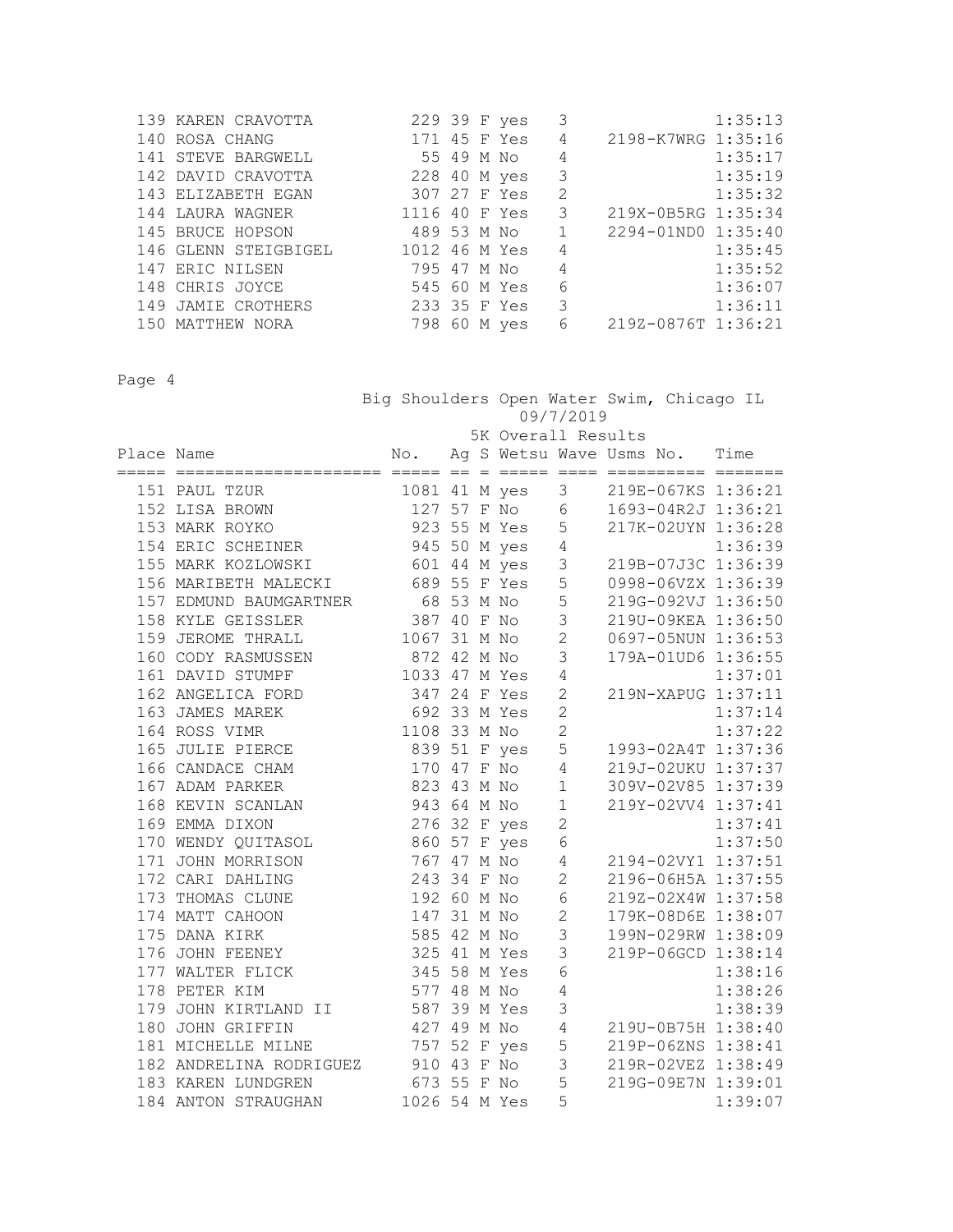| Place | Name | No. | Ag | S | Wetsu | Wave | Usms No. | Time |
|---|---|---|---|---|---|---|---|---|
| 139 | KAREN CRAVOTTA | 229 | 39 | F | yes | 3 | | 1:35:13 |
| 140 | ROSA CHANG | 171 | 45 | F | Yes | 4 | 2198-K7WRG | 1:35:16 |
| 141 | STEVE BARGWELL | 55 | 49 | M | No | 4 | | 1:35:17 |
| 142 | DAVID CRAVOTTA | 228 | 40 | M | yes | 3 | | 1:35:19 |
| 143 | ELIZABETH EGAN | 307 | 27 | F | Yes | 2 | | 1:35:32 |
| 144 | LAURA WAGNER | 1116 | 40 | F | Yes | 3 | 219X-0B5RG | 1:35:34 |
| 145 | BRUCE HOPSON | 489 | 53 | M | No | 1 | 2294-01ND0 | 1:35:40 |
| 146 | GLENN STEIGBIGEL | 1012 | 46 | M | Yes | 4 | | 1:35:45 |
| 147 | ERIC NILSEN | 795 | 47 | M | No | 4 | | 1:35:52 |
| 148 | CHRIS JOYCE | 545 | 60 | M | Yes | 6 | | 1:36:07 |
| 149 | JAMIE CROTHERS | 233 | 35 | F | Yes | 3 | | 1:36:11 |
| 150 | MATTHEW NORA | 798 | 60 | M | yes | 6 | 219Z-0876T | 1:36:21 |

Big Shoulders Open Water Swim, Chicago IL
09/7/2019

5K Overall Results

| Place | Name | No. | Ag | S | Wetsu | Wave | Usms No. | Time |
|---|---|---|---|---|---|---|---|---|
| 151 | PAUL TZUR | 1081 | 41 | M | yes | 3 | 219E-067KS | 1:36:21 |
| 152 | LISA BROWN | 127 | 57 | F | No | 6 | 1693-04R2J | 1:36:21 |
| 153 | MARK ROYKO | 923 | 55 | M | Yes | 5 | 217K-02UYN | 1:36:28 |
| 154 | ERIC SCHEINER | 945 | 50 | M | yes | 4 | | 1:36:39 |
| 155 | MARK KOZLOWSKI | 601 | 44 | M | yes | 3 | 219B-07J3C | 1:36:39 |
| 156 | MARIBETH MALECKI | 689 | 55 | F | Yes | 5 | 0998-06VZX | 1:36:39 |
| 157 | EDMUND BAUMGARTNER | 68 | 53 | M | No | 5 | 219G-092VJ | 1:36:50 |
| 158 | KYLE GEISSLER | 387 | 40 | F | No | 3 | 219U-09KEA | 1:36:50 |
| 159 | JEROME THRALL | 1067 | 31 | M | No | 2 | 0697-05NUN | 1:36:53 |
| 160 | CODY RASMUSSEN | 872 | 42 | M | No | 3 | 179A-01UD6 | 1:36:55 |
| 161 | DAVID STUMPF | 1033 | 47 | M | Yes | 4 | | 1:37:01 |
| 162 | ANGELICA FORD | 347 | 24 | F | Yes | 2 | 219N-XAPUG | 1:37:11 |
| 163 | JAMES MAREK | 692 | 33 | M | Yes | 2 | | 1:37:14 |
| 164 | ROSS VIMR | 1108 | 33 | M | No | 2 | | 1:37:22 |
| 165 | JULIE PIERCE | 839 | 51 | F | yes | 5 | 1993-02A4T | 1:37:36 |
| 166 | CANDACE CHAM | 170 | 47 | F | No | 4 | 219J-02UKU | 1:37:37 |
| 167 | ADAM PARKER | 823 | 43 | M | No | 1 | 309V-02V85 | 1:37:39 |
| 168 | KEVIN SCANLAN | 943 | 64 | M | No | 1 | 219Y-02VV4 | 1:37:41 |
| 169 | EMMA DIXON | 276 | 32 | F | yes | 2 | | 1:37:41 |
| 170 | WENDY QUITASOL | 860 | 57 | F | yes | 6 | | 1:37:50 |
| 171 | JOHN MORRISON | 767 | 47 | M | No | 4 | 2194-02VY1 | 1:37:51 |
| 172 | CARI DAHLING | 243 | 34 | F | No | 2 | 2196-06H5A | 1:37:55 |
| 173 | THOMAS CLUNE | 192 | 60 | M | No | 6 | 219Z-02X4W | 1:37:58 |
| 174 | MATT CAHOON | 147 | 31 | M | No | 2 | 179K-08D6E | 1:38:07 |
| 175 | DANA KIRK | 585 | 42 | M | No | 3 | 199N-029RW | 1:38:09 |
| 176 | JOHN FEENEY | 325 | 41 | M | Yes | 3 | 219P-06GCD | 1:38:14 |
| 177 | WALTER FLICK | 345 | 58 | M | Yes | 6 | | 1:38:16 |
| 178 | PETER KIM | 577 | 48 | M | No | 4 | | 1:38:26 |
| 179 | JOHN KIRTLAND II | 587 | 39 | M | Yes | 3 | | 1:38:39 |
| 180 | JOHN GRIFFIN | 427 | 49 | M | No | 4 | 219U-0B75H | 1:38:40 |
| 181 | MICHELLE MILNE | 757 | 52 | F | yes | 5 | 219P-06ZNS | 1:38:41 |
| 182 | ANDRELINA RODRIGUEZ | 910 | 43 | F | No | 3 | 219R-02VEZ | 1:38:49 |
| 183 | KAREN LUNDGREN | 673 | 55 | F | No | 5 | 219G-09E7N | 1:39:01 |
| 184 | ANTON STRAUGHAN | 1026 | 54 | M | Yes | 5 | | 1:39:07 |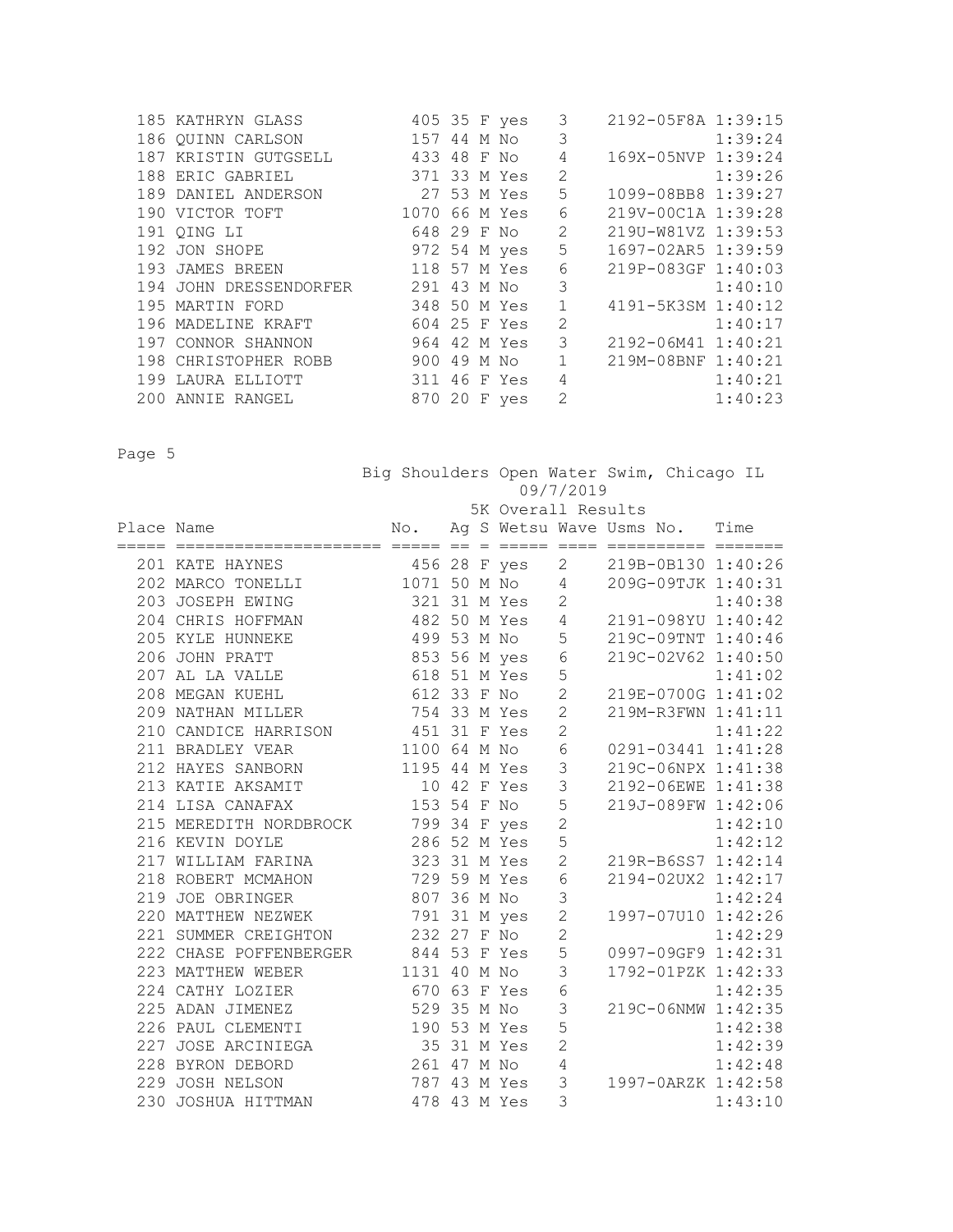| Place | Name | No. | Ag | S | Wetsu | Wave | Usms No. | Time |
|---|---|---|---|---|---|---|---|---|
| 185 | KATHRYN GLASS | 405 | 35 | F | yes | 3 | 2192-05F8A | 1:39:15 |
| 186 | QUINN CARLSON | 157 | 44 | M | No | 3 | | 1:39:24 |
| 187 | KRISTIN GUTGSELL | 433 | 48 | F | No | 4 | 169X-05NVP | 1:39:24 |
| 188 | ERIC GABRIEL | 371 | 33 | M | Yes | 2 | | 1:39:26 |
| 189 | DANIEL ANDERSON | 27 | 53 | M | Yes | 5 | 1099-08BB8 | 1:39:27 |
| 190 | VICTOR TOFT | 1070 | 66 | M | Yes | 6 | 219V-00C1A | 1:39:28 |
| 191 | QING LI | 648 | 29 | F | No | 2 | 219U-W81VZ | 1:39:53 |
| 192 | JON SHOPE | 972 | 54 | M | yes | 5 | 1697-02AR5 | 1:39:59 |
| 193 | JAMES BREEN | 118 | 57 | M | Yes | 6 | 219P-083GF | 1:40:03 |
| 194 | JOHN DRESSENDORFER | 291 | 43 | M | No | 3 | | 1:40:10 |
| 195 | MARTIN FORD | 348 | 50 | M | Yes | 1 | 4191-5K3SM | 1:40:12 |
| 196 | MADELINE KRAFT | 604 | 25 | F | Yes | 2 | | 1:40:17 |
| 197 | CONNOR SHANNON | 964 | 42 | M | Yes | 3 | 2192-06M41 | 1:40:21 |
| 198 | CHRISTOPHER ROBB | 900 | 49 | M | No | 1 | 219M-08BNF | 1:40:21 |
| 199 | LAURA ELLIOTT | 311 | 46 | F | Yes | 4 | | 1:40:21 |
| 200 | ANNIE RANGEL | 870 | 20 | F | yes | 2 | | 1:40:23 |

Big Shoulders Open Water Swim, Chicago IL
09/7/2019

5K Overall Results

| Place | Name | No. | Ag | S | Wetsu | Wave | Usms No. | Time |
|---|---|---|---|---|---|---|---|---|
| 201 | KATE HAYNES | 456 | 28 | F | yes | 2 | 219B-0B130 | 1:40:26 |
| 202 | MARCO TONELLI | 1071 | 50 | M | No | 4 | 209G-09TJK | 1:40:31 |
| 203 | JOSEPH EWING | 321 | 31 | M | Yes | 2 | | 1:40:38 |
| 204 | CHRIS HOFFMAN | 482 | 50 | M | Yes | 4 | 2191-098YU | 1:40:42 |
| 205 | KYLE HUNNEKE | 499 | 53 | M | No | 5 | 219C-09TNT | 1:40:46 |
| 206 | JOHN PRATT | 853 | 56 | M | yes | 6 | 219C-02V62 | 1:40:50 |
| 207 | AL LA VALLE | 618 | 51 | M | Yes | 5 | | 1:41:02 |
| 208 | MEGAN KUEHL | 612 | 33 | F | No | 2 | 219E-0700G | 1:41:02 |
| 209 | NATHAN MILLER | 754 | 33 | M | Yes | 2 | 219M-R3FWN | 1:41:11 |
| 210 | CANDICE HARRISON | 451 | 31 | F | Yes | 2 | | 1:41:22 |
| 211 | BRADLEY VEAR | 1100 | 64 | M | No | 6 | 0291-03441 | 1:41:28 |
| 212 | HAYES SANBORN | 1195 | 44 | M | Yes | 3 | 219C-06NPX | 1:41:38 |
| 213 | KATIE AKSAMIT | 10 | 42 | F | Yes | 3 | 2192-06EWE | 1:41:38 |
| 214 | LISA CANAFAX | 153 | 54 | F | No | 5 | 219J-089FW | 1:42:06 |
| 215 | MEREDITH NORDBROCK | 799 | 34 | F | yes | 2 | | 1:42:10 |
| 216 | KEVIN DOYLE | 286 | 52 | M | Yes | 5 | | 1:42:12 |
| 217 | WILLIAM FARINA | 323 | 31 | M | Yes | 2 | 219R-B6SS7 | 1:42:14 |
| 218 | ROBERT MCMAHON | 729 | 59 | M | Yes | 6 | 2194-02UX2 | 1:42:17 |
| 219 | JOE OBRINGER | 807 | 36 | M | No | 3 | | 1:42:24 |
| 220 | MATTHEW NEZWEK | 791 | 31 | M | yes | 2 | 1997-07U10 | 1:42:26 |
| 221 | SUMMER CREIGHTON | 232 | 27 | F | No | 2 | | 1:42:29 |
| 222 | CHASE POFFENBERGER | 844 | 53 | F | Yes | 5 | 0997-09GF9 | 1:42:31 |
| 223 | MATTHEW WEBER | 1131 | 40 | M | No | 3 | 1792-01PZK | 1:42:33 |
| 224 | CATHY LOZIER | 670 | 63 | F | Yes | 6 | | 1:42:35 |
| 225 | ADAN JIMENEZ | 529 | 35 | M | No | 3 | 219C-06NMW | 1:42:35 |
| 226 | PAUL CLEMENTI | 190 | 53 | M | Yes | 5 | | 1:42:38 |
| 227 | JOSE ARCINIEGA | 35 | 31 | M | Yes | 2 | | 1:42:39 |
| 228 | BYRON DEBORD | 261 | 47 | M | No | 4 | | 1:42:48 |
| 229 | JOSH NELSON | 787 | 43 | M | Yes | 3 | 1997-0ARZK | 1:42:58 |
| 230 | JOSHUA HITTMAN | 478 | 43 | M | Yes | 3 | | 1:43:10 |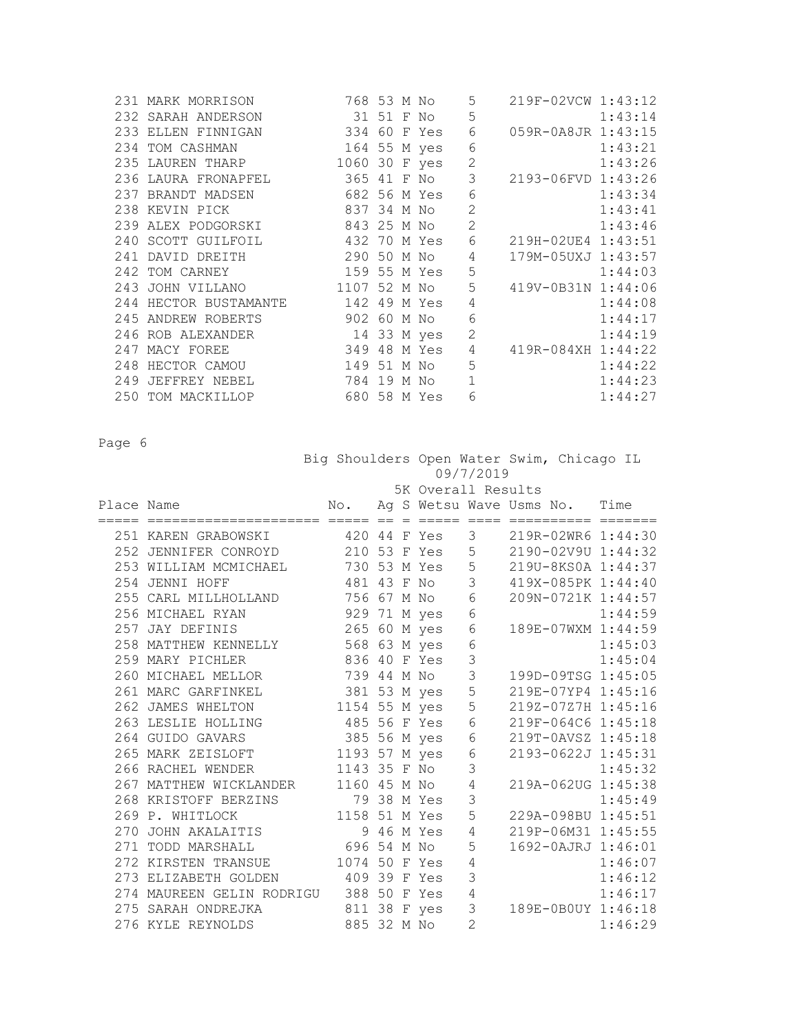| Place | Name | No. | Ag | S | Wetsu | Wave | Usms No. | Time |
|---|---|---|---|---|---|---|---|---|
| 231 | MARK MORRISON | 768 | 53 | M | No | 5 | 219F-02VCW | 1:43:12 |
| 232 | SARAH ANDERSON | 31 | 51 | F | No | 5 | | 1:43:14 |
| 233 | ELLEN FINNIGAN | 334 | 60 | F | Yes | 6 | 059R-0A8JR | 1:43:15 |
| 234 | TOM CASHMAN | 164 | 55 | M | yes | 6 | | 1:43:21 |
| 235 | LAUREN THARP | 1060 | 30 | F | yes | 2 | | 1:43:26 |
| 236 | LAURA FRONAPFEL | 365 | 41 | F | No | 3 | 2193-06FVD | 1:43:26 |
| 237 | BRANDT MADSEN | 682 | 56 | M | Yes | 6 | | 1:43:34 |
| 238 | KEVIN PICK | 837 | 34 | M | No | 2 | | 1:43:41 |
| 239 | ALEX PODGORSKI | 843 | 25 | M | No | 2 | | 1:43:46 |
| 240 | SCOTT GUILFOIL | 432 | 70 | M | Yes | 6 | 219H-02UE4 | 1:43:51 |
| 241 | DAVID DREITH | 290 | 50 | M | No | 4 | 179M-05UXJ | 1:43:57 |
| 242 | TOM CARNEY | 159 | 55 | M | Yes | 5 | | 1:44:03 |
| 243 | JOHN VILLANO | 1107 | 52 | M | No | 5 | 419V-0B31N | 1:44:06 |
| 244 | HECTOR BUSTAMANTE | 142 | 49 | M | Yes | 4 | | 1:44:08 |
| 245 | ANDREW ROBERTS | 902 | 60 | M | No | 6 | | 1:44:17 |
| 246 | ROB ALEXANDER | 14 | 33 | M | yes | 2 | | 1:44:19 |
| 247 | MACY FOREE | 349 | 48 | M | Yes | 4 | 419R-084XH | 1:44:22 |
| 248 | HECTOR CAMOU | 149 | 51 | M | No | 5 | | 1:44:22 |
| 249 | JEFFREY NEBEL | 784 | 19 | M | No | 1 | | 1:44:23 |
| 250 | TOM MACKILLOP | 680 | 58 | M | Yes | 6 | | 1:44:27 |

Big Shoulders Open Water Swim, Chicago IL
09/7/2019

5K Overall Results

| Place | Name | No. | Ag | S | Wetsu | Wave | Usms No. | Time |
|---|---|---|---|---|---|---|---|---|
| 251 | KAREN GRABOWSKI | 420 | 44 | F | Yes | 3 | 219R-02WR6 | 1:44:30 |
| 252 | JENNIFER CONROYD | 210 | 53 | F | Yes | 5 | 2190-02V9U | 1:44:32 |
| 253 | WILLIAM MCMICHAEL | 730 | 53 | M | Yes | 5 | 219U-8KS0A | 1:44:37 |
| 254 | JENNI HOFF | 481 | 43 | F | No | 3 | 419X-085PK | 1:44:40 |
| 255 | CARL MILLHOLLAND | 756 | 67 | M | No | 6 | 209N-0721K | 1:44:57 |
| 256 | MICHAEL RYAN | 929 | 71 | M | yes | 6 | | 1:44:59 |
| 257 | JAY DEFINIS | 265 | 60 | M | yes | 6 | 189E-07WXM | 1:44:59 |
| 258 | MATTHEW KENNELLY | 568 | 63 | M | yes | 6 | | 1:45:03 |
| 259 | MARY PICHLER | 836 | 40 | F | Yes | 3 | | 1:45:04 |
| 260 | MICHAEL MELLOR | 739 | 44 | M | No | 3 | 199D-09TSG | 1:45:05 |
| 261 | MARC GARFINKEL | 381 | 53 | M | yes | 5 | 219E-07YP4 | 1:45:16 |
| 262 | JAMES WHELTON | 1154 | 55 | M | yes | 5 | 219Z-07Z7H | 1:45:16 |
| 263 | LESLIE HOLLING | 485 | 56 | F | Yes | 6 | 219F-064C6 | 1:45:18 |
| 264 | GUIDO GAVARS | 385 | 56 | M | yes | 6 | 219T-0AVSZ | 1:45:18 |
| 265 | MARK ZEISLOFT | 1193 | 57 | M | yes | 6 | 2193-0622J | 1:45:31 |
| 266 | RACHEL WENDER | 1143 | 35 | F | No | 3 | | 1:45:32 |
| 267 | MATTHEW WICKLANDER | 1160 | 45 | M | No | 4 | 219A-062UG | 1:45:38 |
| 268 | KRISTOFF BERZINS | 79 | 38 | M | Yes | 3 | | 1:45:49 |
| 269 | P. WHITLOCK | 1158 | 51 | M | Yes | 5 | 229A-098BU | 1:45:51 |
| 270 | JOHN AKALAITIS | 9 | 46 | M | Yes | 4 | 219P-06M31 | 1:45:55 |
| 271 | TODD MARSHALL | 696 | 54 | M | No | 5 | 1692-0AJRJ | 1:46:01 |
| 272 | KIRSTEN TRANSUE | 1074 | 50 | F | Yes | 4 | | 1:46:07 |
| 273 | ELIZABETH GOLDEN | 409 | 39 | F | Yes | 3 | | 1:46:12 |
| 274 | MAUREEN GELIN RODRIGU | 388 | 50 | F | Yes | 4 | | 1:46:17 |
| 275 | SARAH ONDREJKA | 811 | 38 | F | yes | 3 | 189E-0B0UY | 1:46:18 |
| 276 | KYLE REYNOLDS | 885 | 32 | M | No | 2 | | 1:46:29 |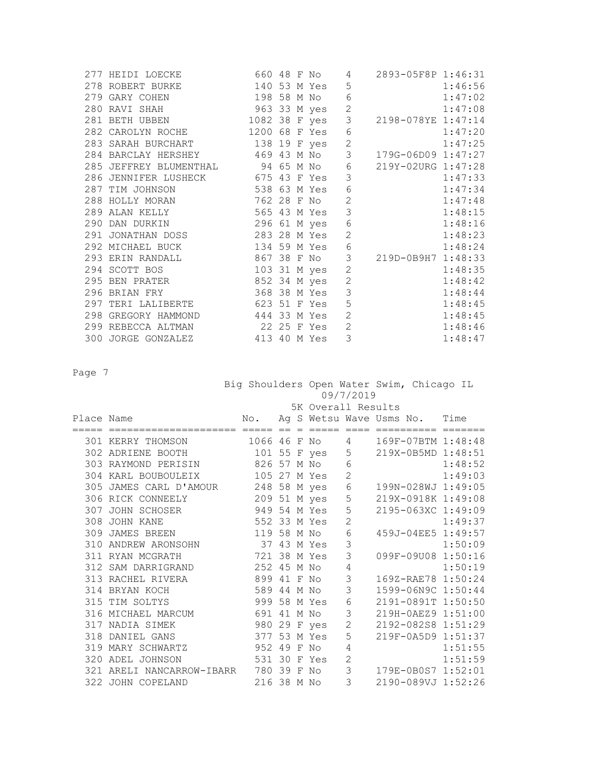| Place | Name | No. | Ag | S | Wetsu | Wave | Usms No. | Time |
|---|---|---|---|---|---|---|---|---|
| 277 | HEIDI LOECKE | 660 | 48 | F | No | 4 | 2893-05F8P | 1:46:31 |
| 278 | ROBERT BURKE | 140 | 53 | M | Yes | 5 | | 1:46:56 |
| 279 | GARY COHEN | 198 | 58 | M | No | 6 | | 1:47:02 |
| 280 | RAVI SHAH | 963 | 33 | M | yes | 2 | | 1:47:08 |
| 281 | BETH UBBEN | 1082 | 38 | F | yes | 3 | 2198-078YE | 1:47:14 |
| 282 | CAROLYN ROCHE | 1200 | 68 | F | Yes | 6 | | 1:47:20 |
| 283 | SARAH BURCHART | 138 | 19 | F | yes | 2 | | 1:47:25 |
| 284 | BARCLAY HERSHEY | 469 | 43 | M | No | 3 | 179G-06D09 | 1:47:27 |
| 285 | JEFFREY BLUMENTHAL | 94 | 65 | M | No | 6 | 219Y-02URG | 1:47:28 |
| 286 | JENNIFER LUSHECK | 675 | 43 | F | Yes | 3 | | 1:47:33 |
| 287 | TIM JOHNSON | 538 | 63 | M | Yes | 6 | | 1:47:34 |
| 288 | HOLLY MORAN | 762 | 28 | F | No | 2 | | 1:47:48 |
| 289 | ALAN KELLY | 565 | 43 | M | Yes | 3 | | 1:48:15 |
| 290 | DAN DURKIN | 296 | 61 | M | yes | 6 | | 1:48:16 |
| 291 | JONATHAN DOSS | 283 | 28 | M | Yes | 2 | | 1:48:23 |
| 292 | MICHAEL BUCK | 134 | 59 | M | Yes | 6 | | 1:48:24 |
| 293 | ERIN RANDALL | 867 | 38 | F | No | 3 | 219D-0B9H7 | 1:48:33 |
| 294 | SCOTT BOS | 103 | 31 | M | yes | 2 | | 1:48:35 |
| 295 | BEN PRATER | 852 | 34 | M | yes | 2 | | 1:48:42 |
| 296 | BRIAN FRY | 368 | 38 | M | Yes | 3 | | 1:48:44 |
| 297 | TERI LALIBERTE | 623 | 51 | F | Yes | 5 | | 1:48:45 |
| 298 | GREGORY HAMMOND | 444 | 33 | M | Yes | 2 | | 1:48:45 |
| 299 | REBECCA ALTMAN | 22 | 25 | F | Yes | 2 | | 1:48:46 |
| 300 | JORGE GONZALEZ | 413 | 40 | M | Yes | 3 | | 1:48:47 |

Big Shoulders Open Water Swim, Chicago IL
09/7/2019
5K Overall Results

| Place | Name | No. | Ag | S | Wetsu | Wave | Usms No. | Time |
|---|---|---|---|---|---|---|---|---|
| 301 | KERRY THOMSON | 1066 | 46 | F | No | 4 | 169F-07BTM | 1:48:48 |
| 302 | ADRIENE BOOTH | 101 | 55 | F | yes | 5 | 219X-0B5MD | 1:48:51 |
| 303 | RAYMOND PERISIN | 826 | 57 | M | No | 6 | | 1:48:52 |
| 304 | KARL BOUBOULEIX | 105 | 27 | M | Yes | 2 | | 1:49:03 |
| 305 | JAMES CARL D'AMOUR | 248 | 58 | M | yes | 6 | 199N-028WJ | 1:49:05 |
| 306 | RICK CONNEELY | 209 | 51 | M | yes | 5 | 219X-0918K | 1:49:08 |
| 307 | JOHN SCHOSER | 949 | 54 | M | Yes | 5 | 2195-063XC | 1:49:09 |
| 308 | JOHN KANE | 552 | 33 | M | Yes | 2 | | 1:49:37 |
| 309 | JAMES BREEN | 119 | 58 | M | No | 6 | 459J-04EE5 | 1:49:57 |
| 310 | ANDREW ARONSOHN | 37 | 43 | M | Yes | 3 | | 1:50:09 |
| 311 | RYAN MCGRATH | 721 | 38 | M | Yes | 3 | 099F-09U08 | 1:50:16 |
| 312 | SAM DARRIGRAND | 252 | 45 | M | No | 4 | | 1:50:19 |
| 313 | RACHEL RIVERA | 899 | 41 | F | No | 3 | 169Z-RAE78 | 1:50:24 |
| 314 | BRYAN KOCH | 589 | 44 | M | No | 3 | 1599-06N9C | 1:50:44 |
| 315 | TIM SOLTYS | 999 | 58 | M | Yes | 6 | 2191-0891T | 1:50:50 |
| 316 | MICHAEL MARCUM | 691 | 41 | M | No | 3 | 219H-0AEZ9 | 1:51:00 |
| 317 | NADIA SIMEK | 980 | 29 | F | yes | 2 | 2192-082S8 | 1:51:29 |
| 318 | DANIEL GANS | 377 | 53 | M | Yes | 5 | 219F-0A5D9 | 1:51:37 |
| 319 | MARY SCHWARTZ | 952 | 49 | F | No | 4 | | 1:51:55 |
| 320 | ADEL JOHNSON | 531 | 30 | F | Yes | 2 | | 1:51:59 |
| 321 | ARELI NANCARROW-IBARR | 780 | 39 | F | No | 3 | 179E-0B0S7 | 1:52:01 |
| 322 | JOHN COPELAND | 216 | 38 | M | No | 3 | 2190-089VJ | 1:52:26 |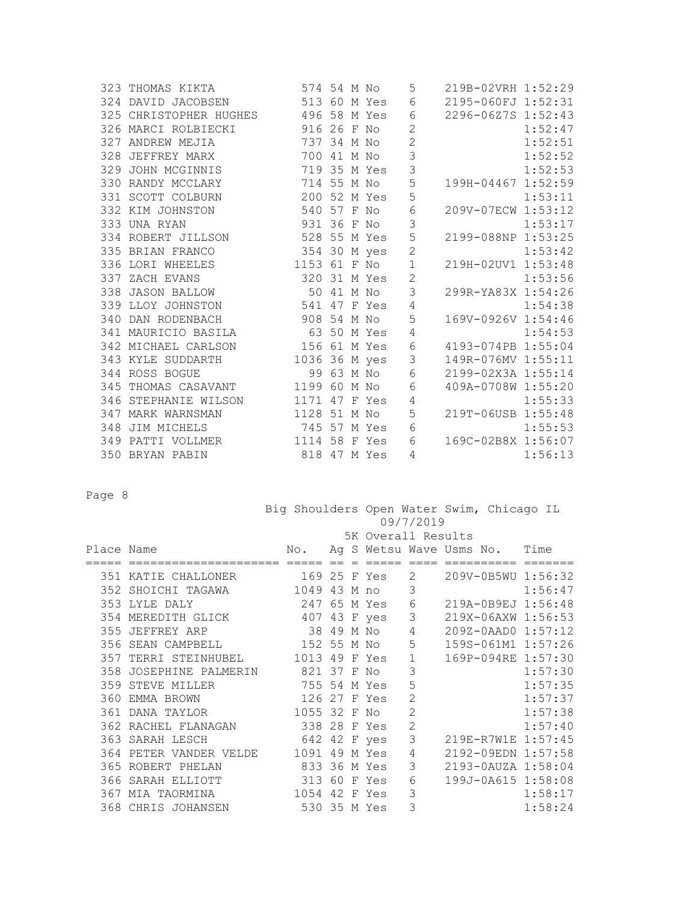| Place | Name | No. | Ag | S | Wetsu | Wave | Usms No. | Time |
|---|---|---|---|---|---|---|---|---|
| 323 | THOMAS KIKTA | 574 | 54 | M | No | 5 | 219B-02VRH | 1:52:29 |
| 324 | DAVID JACOBSEN | 513 | 60 | M | Yes | 6 | 2195-060FJ | 1:52:31 |
| 325 | CHRISTOPHER HUGHES | 496 | 58 | M | Yes | 6 | 2296-06Z7S | 1:52:43 |
| 326 | MARCI ROLBIECKI | 916 | 26 | F | No | 2 | | 1:52:47 |
| 327 | ANDREW MEJIA | 737 | 34 | M | No | 2 | | 1:52:51 |
| 328 | JEFFREY MARX | 700 | 41 | M | No | 3 | | 1:52:52 |
| 329 | JOHN MCGINNIS | 719 | 35 | M | Yes | 3 | | 1:52:53 |
| 330 | RANDY MCCLARY | 714 | 55 | M | No | 5 | 199H-04467 | 1:52:59 |
| 331 | SCOTT COLBURN | 200 | 52 | M | Yes | 5 | | 1:53:11 |
| 332 | KIM JOHNSTON | 540 | 57 | F | No | 6 | 209V-07ECW | 1:53:12 |
| 333 | UNA RYAN | 931 | 36 | F | No | 3 | | 1:53:17 |
| 334 | ROBERT JILLSON | 528 | 55 | M | Yes | 5 | 2199-088NP | 1:53:25 |
| 335 | BRIAN FRANCO | 354 | 30 | M | yes | 2 | | 1:53:42 |
| 336 | LORI WHEELES | 1153 | 61 | F | No | 1 | 219H-02UV1 | 1:53:48 |
| 337 | ZACH EVANS | 320 | 31 | M | Yes | 2 | | 1:53:56 |
| 338 | JASON BALLOW | 50 | 41 | M | No | 3 | 299R-YA83X | 1:54:26 |
| 339 | LLOY JOHNSTON | 541 | 47 | F | Yes | 4 | | 1:54:38 |
| 340 | DAN RODENBACH | 908 | 54 | M | No | 5 | 169V-0926V | 1:54:46 |
| 341 | MAURICIO BASILA | 63 | 50 | M | Yes | 4 | | 1:54:53 |
| 342 | MICHAEL CARLSON | 156 | 61 | M | Yes | 6 | 4193-074PB | 1:55:04 |
| 343 | KYLE SUDDARTH | 1036 | 36 | M | yes | 3 | 149R-076MV | 1:55:11 |
| 344 | ROSS BOGUE | 99 | 63 | M | No | 6 | 2199-02X3A | 1:55:14 |
| 345 | THOMAS CASAVANT | 1199 | 60 | M | No | 6 | 409A-0708W | 1:55:20 |
| 346 | STEPHANIE WILSON | 1171 | 47 | F | Yes | 4 | | 1:55:33 |
| 347 | MARK WARNSMAN | 1128 | 51 | M | No | 5 | 219T-06USB | 1:55:48 |
| 348 | JIM MICHELS | 745 | 57 | M | Yes | 6 | | 1:55:53 |
| 349 | PATTI VOLLMER | 1114 | 58 | F | Yes | 6 | 169C-02B8X | 1:56:07 |
| 350 | BRYAN PABIN | 818 | 47 | M | Yes | 4 | | 1:56:13 |

Big Shoulders Open Water Swim, Chicago IL
09/7/2019
5K Overall Results

| Place | Name | No. | Ag | S | Wetsu | Wave | Usms No. | Time |
|---|---|---|---|---|---|---|---|---|
| 351 | KATIE CHALLONER | 169 | 25 | F | Yes | 2 | 209V-0B5WU | 1:56:32 |
| 352 | SHOICHI TAGAWA | 1049 | 43 | M | no | 3 | | 1:56:47 |
| 353 | LYLE DALY | 247 | 65 | M | Yes | 6 | 219A-0B9EJ | 1:56:48 |
| 354 | MEREDITH GLICK | 407 | 43 | F | yes | 3 | 219X-06AXW | 1:56:53 |
| 355 | JEFFREY ARP | 38 | 49 | M | No | 4 | 209Z-0AAD0 | 1:57:12 |
| 356 | SEAN CAMPBELL | 152 | 55 | M | No | 5 | 159S-061M1 | 1:57:26 |
| 357 | TERRI STEINHUBEL | 1013 | 49 | F | Yes | 1 | 169P-094RE | 1:57:30 |
| 358 | JOSEPHINE PALMERIN | 821 | 37 | F | No | 3 | | 1:57:30 |
| 359 | STEVE MILLER | 755 | 54 | M | Yes | 5 | | 1:57:35 |
| 360 | EMMA BROWN | 126 | 27 | F | Yes | 2 | | 1:57:37 |
| 361 | DANA TAYLOR | 1055 | 32 | F | No | 2 | | 1:57:38 |
| 362 | RACHEL FLANAGAN | 338 | 28 | F | Yes | 2 | | 1:57:40 |
| 363 | SARAH LESCH | 642 | 42 | F | yes | 3 | 219E-R7W1E | 1:57:45 |
| 364 | PETER VANDER VELDE | 1091 | 49 | M | Yes | 4 | 2192-09EDN | 1:57:58 |
| 365 | ROBERT PHELAN | 833 | 36 | M | Yes | 3 | 2193-0AUZA | 1:58:04 |
| 366 | SARAH ELLIOTT | 313 | 60 | F | Yes | 6 | 199J-0A615 | 1:58:08 |
| 367 | MIA TAORMINA | 1054 | 42 | F | Yes | 3 | | 1:58:17 |
| 368 | CHRIS JOHANSEN | 530 | 35 | M | Yes | 3 | | 1:58:24 |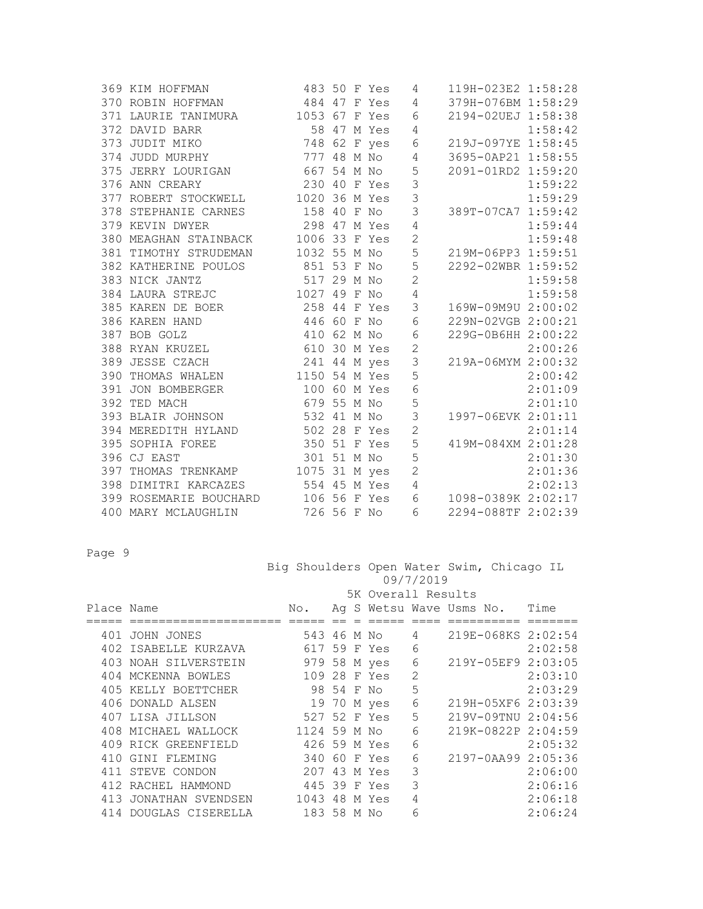| Place | Name | No. | Ag | S | Wetsu | Wave | Usms No. | Time |
|---|---|---|---|---|---|---|---|---|
| 369 | KIM HOFFMAN | 483 | 50 | F | Yes | 4 | 119H-023E2 | 1:58:28 |
| 370 | ROBIN HOFFMAN | 484 | 47 | F | Yes | 4 | 379H-076BM | 1:58:29 |
| 371 | LAURIE TANIMURA | 1053 | 67 | F | Yes | 6 | 2194-02UEJ | 1:58:38 |
| 372 | DAVID BARR | 58 | 47 | M | Yes | 4 | | 1:58:42 |
| 373 | JUDIT MIKO | 748 | 62 | F | yes | 6 | 219J-097YE | 1:58:45 |
| 374 | JUDD MURPHY | 777 | 48 | M | No | 4 | 3695-0AP21 | 1:58:55 |
| 375 | JERRY LOURIGAN | 667 | 54 | M | No | 5 | 2091-01RD2 | 1:59:20 |
| 376 | ANN CREARY | 230 | 40 | F | Yes | 3 | | 1:59:22 |
| 377 | ROBERT STOCKWELL | 1020 | 36 | M | Yes | 3 | | 1:59:29 |
| 378 | STEPHANIE CARNES | 158 | 40 | F | No | 3 | 389T-07CA7 | 1:59:42 |
| 379 | KEVIN DWYER | 298 | 47 | M | Yes | 4 | | 1:59:44 |
| 380 | MEAGHAN STAINBACK | 1006 | 33 | F | Yes | 2 | | 1:59:48 |
| 381 | TIMOTHY STRUDEMAN | 1032 | 55 | M | No | 5 | 219M-06PP3 | 1:59:51 |
| 382 | KATHERINE POULOS | 851 | 53 | F | No | 5 | 2292-02WBR | 1:59:52 |
| 383 | NICK JANTZ | 517 | 29 | M | No | 2 | | 1:59:58 |
| 384 | LAURA STREJC | 1027 | 49 | F | No | 4 | | 1:59:58 |
| 385 | KAREN DE BOER | 258 | 44 | F | Yes | 3 | 169W-09M9U | 2:00:02 |
| 386 | KAREN HAND | 446 | 60 | F | No | 6 | 229N-02VGB | 2:00:21 |
| 387 | BOB GOLZ | 410 | 62 | M | No | 6 | 229G-0B6HH | 2:00:22 |
| 388 | RYAN KRUZEL | 610 | 30 | M | Yes | 2 | | 2:00:26 |
| 389 | JESSE CZACH | 241 | 44 | M | yes | 3 | 219A-06MYM | 2:00:32 |
| 390 | THOMAS WHALEN | 1150 | 54 | M | Yes | 5 | | 2:00:42 |
| 391 | JON BOMBERGER | 100 | 60 | M | Yes | 6 | | 2:01:09 |
| 392 | TED MACH | 679 | 55 | M | No | 5 | | 2:01:10 |
| 393 | BLAIR JOHNSON | 532 | 41 | M | No | 3 | 1997-06EVK | 2:01:11 |
| 394 | MEREDITH HYLAND | 502 | 28 | F | Yes | 2 | | 2:01:14 |
| 395 | SOPHIA FOREE | 350 | 51 | F | Yes | 5 | 419M-084XM | 2:01:28 |
| 396 | CJ EAST | 301 | 51 | M | No | 5 | | 2:01:30 |
| 397 | THOMAS TRENKAMP | 1075 | 31 | M | yes | 2 | | 2:01:36 |
| 398 | DIMITRI KARCAZES | 554 | 45 | M | Yes | 4 | | 2:02:13 |
| 399 | ROSEMARIE BOUCHARD | 106 | 56 | F | Yes | 6 | 1098-0389K | 2:02:17 |
| 400 | MARY MCLAUGHLIN | 726 | 56 | F | No | 6 | 2294-088TF | 2:02:39 |

Big Shoulders Open Water Swim, Chicago IL
09/7/2019

5K Overall Results

| Place | Name | No. | Ag | S | Wetsu | Wave | Usms No. | Time |
|---|---|---|---|---|---|---|---|---|
| 401 | JOHN JONES | 543 | 46 | M | No | 4 | 219E-068KS | 2:02:54 |
| 402 | ISABELLE KURZAVA | 617 | 59 | F | Yes | 6 | | 2:02:58 |
| 403 | NOAH SILVERSTEIN | 979 | 58 | M | yes | 6 | 219Y-05EF9 | 2:03:05 |
| 404 | MCKENNA BOWLES | 109 | 28 | F | Yes | 2 | | 2:03:10 |
| 405 | KELLY BOETTCHER | 98 | 54 | F | No | 5 | | 2:03:29 |
| 406 | DONALD ALSEN | 19 | 70 | M | yes | 6 | 219H-05XF6 | 2:03:39 |
| 407 | LISA JILLSON | 527 | 52 | F | Yes | 5 | 219V-09TNU | 2:04:56 |
| 408 | MICHAEL WALLOCK | 1124 | 59 | M | No | 6 | 219K-0822P | 2:04:59 |
| 409 | RICK GREENFIELD | 426 | 59 | M | Yes | 6 | | 2:05:32 |
| 410 | GINI FLEMING | 340 | 60 | F | Yes | 6 | 2197-0AA99 | 2:05:36 |
| 411 | STEVE CONDON | 207 | 43 | M | Yes | 3 | | 2:06:00 |
| 412 | RACHEL HAMMOND | 445 | 39 | F | Yes | 3 | | 2:06:16 |
| 413 | JONATHAN SVENDSEN | 1043 | 48 | M | Yes | 4 | | 2:06:18 |
| 414 | DOUGLAS CISERELLA | 183 | 58 | M | No | 6 | | 2:06:24 |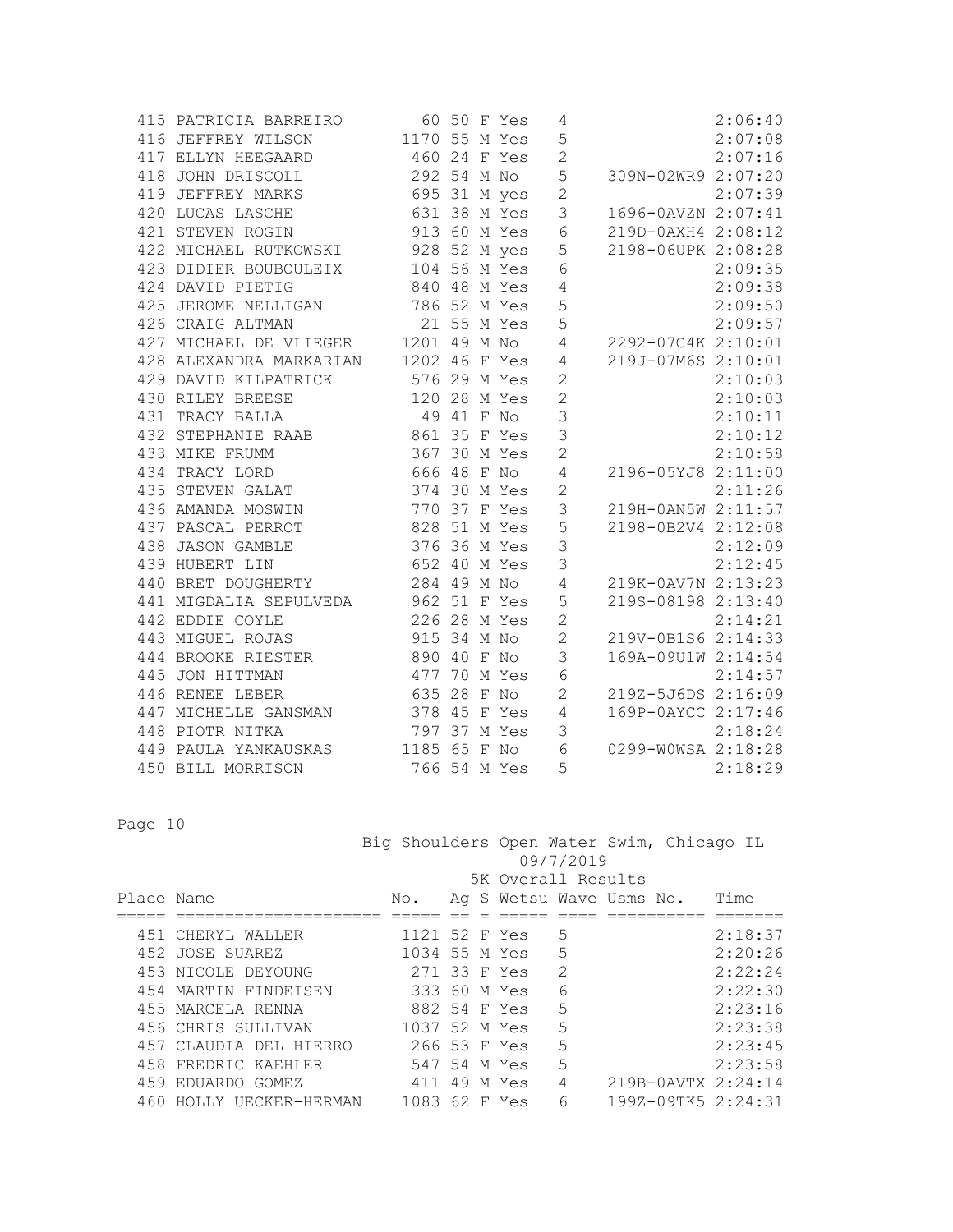| Place | Name | No. | Ag | S | Wetsu | Wave | Usms No. | Time |
|---|---|---|---|---|---|---|---|---|
| 415 | PATRICIA BARREIRO | 60 | 50 | F | Yes | 4 | | 2:06:40 |
| 416 | JEFFREY WILSON | 1170 | 55 | M | Yes | 5 | | 2:07:08 |
| 417 | ELLYN HEEGAARD | 460 | 24 | F | Yes | 2 | | 2:07:16 |
| 418 | JOHN DRISCOLL | 292 | 54 | M | No | 5 | 309N-02WR9 | 2:07:20 |
| 419 | JEFFREY MARKS | 695 | 31 | M | yes | 2 | | 2:07:39 |
| 420 | LUCAS LASCHE | 631 | 38 | M | Yes | 3 | 1696-0AVZN | 2:07:41 |
| 421 | STEVEN ROGIN | 913 | 60 | M | Yes | 6 | 219D-0AXH4 | 2:08:12 |
| 422 | MICHAEL RUTKOWSKI | 928 | 52 | M | yes | 5 | 2198-06UPK | 2:08:28 |
| 423 | DIDIER BOUBOULEIX | 104 | 56 | M | Yes | 6 | | 2:09:35 |
| 424 | DAVID PIETIG | 840 | 48 | M | Yes | 4 | | 2:09:38 |
| 425 | JEROME NELLIGAN | 786 | 52 | M | Yes | 5 | | 2:09:50 |
| 426 | CRAIG ALTMAN | 21 | 55 | M | Yes | 5 | | 2:09:57 |
| 427 | MICHAEL DE VLIEGER | 1201 | 49 | M | No | 4 | 2292-07C4K | 2:10:01 |
| 428 | ALEXANDRA MARKARIAN | 1202 | 46 | F | Yes | 4 | 219J-07M6S | 2:10:01 |
| 429 | DAVID KILPATRICK | 576 | 29 | M | Yes | 2 | | 2:10:03 |
| 430 | RILEY BREESE | 120 | 28 | M | Yes | 2 | | 2:10:03 |
| 431 | TRACY BALLA | 49 | 41 | F | No | 3 | | 2:10:11 |
| 432 | STEPHANIE RAAB | 861 | 35 | F | Yes | 3 | | 2:10:12 |
| 433 | MIKE FRUMM | 367 | 30 | M | Yes | 2 | | 2:10:58 |
| 434 | TRACY LORD | 666 | 48 | F | No | 4 | 2196-05YJ8 | 2:11:00 |
| 435 | STEVEN GALAT | 374 | 30 | M | Yes | 2 | | 2:11:26 |
| 436 | AMANDA MOSWIN | 770 | 37 | F | Yes | 3 | 219H-0AN5W | 2:11:57 |
| 437 | PASCAL PERROT | 828 | 51 | M | Yes | 5 | 2198-0B2V4 | 2:12:08 |
| 438 | JASON GAMBLE | 376 | 36 | M | Yes | 3 | | 2:12:09 |
| 439 | HUBERT LIN | 652 | 40 | M | Yes | 3 | | 2:12:45 |
| 440 | BRET DOUGHERTY | 284 | 49 | M | No | 4 | 219K-0AV7N | 2:13:23 |
| 441 | MIGDALIA SEPULVEDA | 962 | 51 | F | Yes | 5 | 219S-08198 | 2:13:40 |
| 442 | EDDIE COYLE | 226 | 28 | M | Yes | 2 | | 2:14:21 |
| 443 | MIGUEL ROJAS | 915 | 34 | M | No | 2 | 219V-0B1S6 | 2:14:33 |
| 444 | BROOKE RIESTER | 890 | 40 | F | No | 3 | 169A-09U1W | 2:14:54 |
| 445 | JON HITTMAN | 477 | 70 | M | Yes | 6 | | 2:14:57 |
| 446 | RENEE LEBER | 635 | 28 | F | No | 2 | 219Z-5J6DS | 2:16:09 |
| 447 | MICHELLE GANSMAN | 378 | 45 | F | Yes | 4 | 169P-0AYCC | 2:17:46 |
| 448 | PIOTR NITKA | 797 | 37 | M | Yes | 3 | | 2:18:24 |
| 449 | PAULA YANKAUSKAS | 1185 | 65 | F | No | 6 | 0299-W0WSA | 2:18:28 |
| 450 | BILL MORRISON | 766 | 54 | M | Yes | 5 | | 2:18:29 |

Big Shoulders Open Water Swim, Chicago IL
09/7/2019
5K Overall Results

| Place | Name | No. | Ag | S | Wetsu | Wave | Usms No. | Time |
|---|---|---|---|---|---|---|---|---|
| 451 | CHERYL WALLER | 1121 | 52 | F | Yes | 5 | | 2:18:37 |
| 452 | JOSE SUAREZ | 1034 | 55 | M | Yes | 5 | | 2:20:26 |
| 453 | NICOLE DEYOUNG | 271 | 33 | F | Yes | 2 | | 2:22:24 |
| 454 | MARTIN FINDEISEN | 333 | 60 | M | Yes | 6 | | 2:22:30 |
| 455 | MARCELA RENNA | 882 | 54 | F | Yes | 5 | | 2:23:16 |
| 456 | CHRIS SULLIVAN | 1037 | 52 | M | Yes | 5 | | 2:23:38 |
| 457 | CLAUDIA DEL HIERRO | 266 | 53 | F | Yes | 5 | | 2:23:45 |
| 458 | FREDRIC KAEHLER | 547 | 54 | M | Yes | 5 | | 2:23:58 |
| 459 | EDUARDO GOMEZ | 411 | 49 | M | Yes | 4 | 219B-0AVTX | 2:24:14 |
| 460 | HOLLY UECKER-HERMAN | 1083 | 62 | F | Yes | 6 | 199Z-09TK5 | 2:24:31 |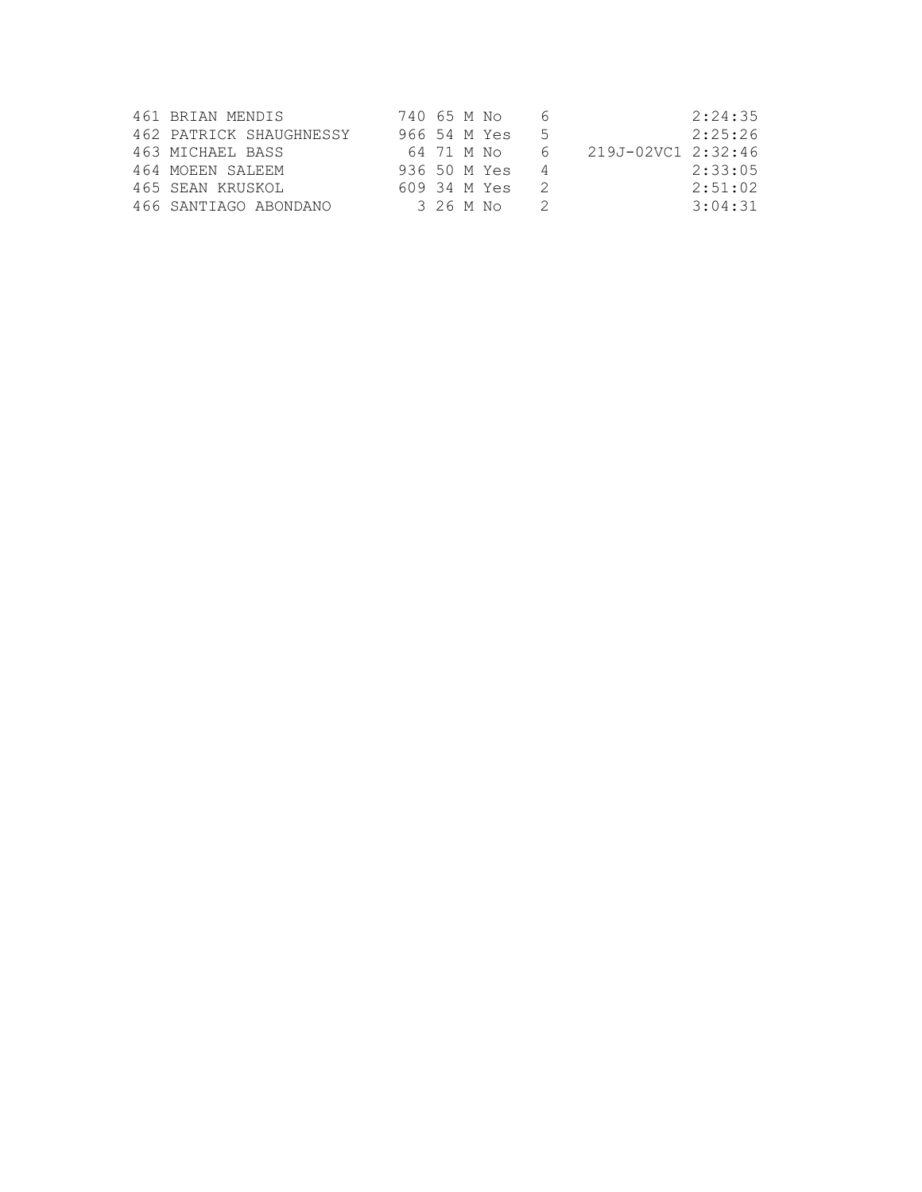| | | | | | | | | |
|---|---|---|---|---|---|---|---|---|
| 461 | BRIAN MENDIS | 740 | 65 | M | No | 6 | | 2:24:35 |
| 462 | PATRICK SHAUGHNESSY | 966 | 54 | M | Yes | 5 | | 2:25:26 |
| 463 | MICHAEL BASS | 64 | 71 | M | No | 6 | 219J-02VC1 | 2:32:46 |
| 464 | MOEEN SALEEM | 936 | 50 | M | Yes | 4 | | 2:33:05 |
| 465 | SEAN KRUSKOL | 609 | 34 | M | Yes | 2 | | 2:51:02 |
| 466 | SANTIAGO ABONDANO | 3 | 26 | M | No | 2 | | 3:04:31 |